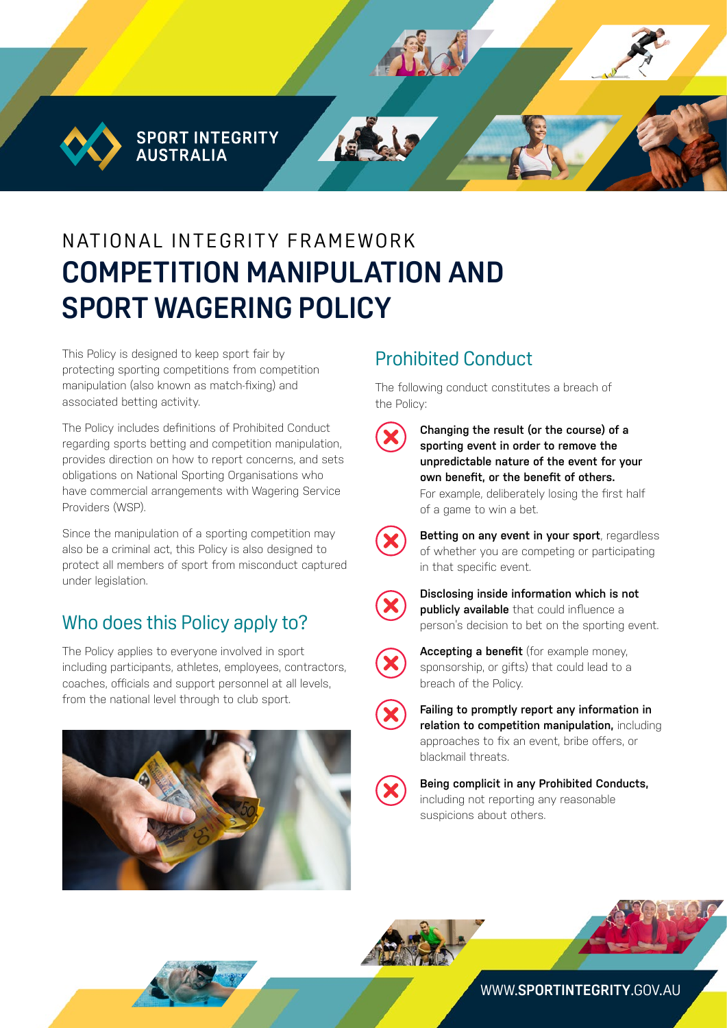SPORT INTEGRITY AUSTRALIA

NATIONAL INTEGRITY FRAMEWORK

# COMPETITION MANIPULATION AND SPORT WAGERING POLICY

This Policy is designed to keep sport fair by protecting sporting competitions from competition manipulation (also known as match-fixing) and associated betting activity.

The Policy includes definitions of Prohibited Conduct regarding sports betting and competition manipulation, provides direction on how to report concerns, and sets obligations on National Sporting Organisations who have commercial arrangements with Wagering Service Providers (WSP).

Since the manipulation of a sporting competition may also be a criminal act, this Policy is also designed to protect all members of sport from misconduct captured under legislation.

## Who does this Policy apply to?

The Policy applies to everyone involved in sport including participants, athletes, employees, contractors, coaches, officials and support personnel at all levels, from the national level through to club sport.

## Prohibited Conduct

The following conduct constitutes a breach of the Policy:

- **Changing the result (or the course) of a sporting event in order to remove the unpredictable nature of the event for your own benefit, or the benefit of others.** For example, deliberately losing the first half of a game to win a bet.
- **Betting on any event in your sport**, regardless of whether you are competing or participating in that specific event.
- **Disclosing inside information which is not publicly available** that could influence a person's decision to bet on the sporting event.
- **Accepting a benefit** (for example money, sponsorship, or gifts) that could lead to a breach of the Policy.
- **Failing to promptly report any information in relation to competition manipulation,** including approaches to fix an event, bribe offers, or blackmail threats.
- **Being complicit in any Prohibited Conducts,** including not reporting any reasonable suspicions about others.

WWW.**SPORTINTEGRITY**.GOV.AU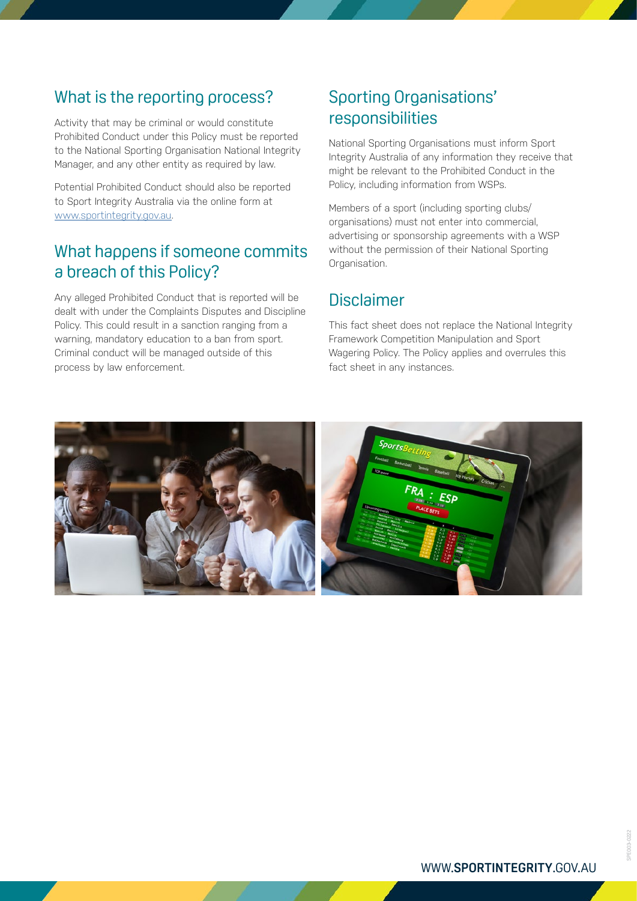## What is the reporting process?

Activity that may be criminal or would constitute Prohibited Conduct under this Policy must be reported to the National Sporting Organisation National Integrity Manager, and any other entity as required by law.

Potential Prohibited Conduct should also be reported to Sport Integrity Australia via the online form at www.sportintegrity.gov.au.

## What happens if someone commits a breach of this Policy?

Any alleged Prohibited Conduct that is reported will be dealt with under the Complaints Disputes and Discipline Policy. This could result in a sanction ranging from a warning, mandatory education to a ban from sport. Criminal conduct will be managed outside of this process by law enforcement.

## Sporting Organisations' responsibilities

National Sporting Organisations must inform Sport Integrity Australia of any information they receive that might be relevant to the Prohibited Conduct in the Policy, including information from WSPs.

Members of a sport (including sporting clubs/organisations) must not enter into commercial, advertising or sponsorship agreements with a WSP without the permission of their National Sporting Organisation.

## Disclaimer

This fact sheet does not replace the National Integrity Framework Competition Manipulation and Sport Wagering Policy. The Policy applies and overrules this fact sheet in any instances.

WWW.**SPORTINTEGRITY**.GOV.AU